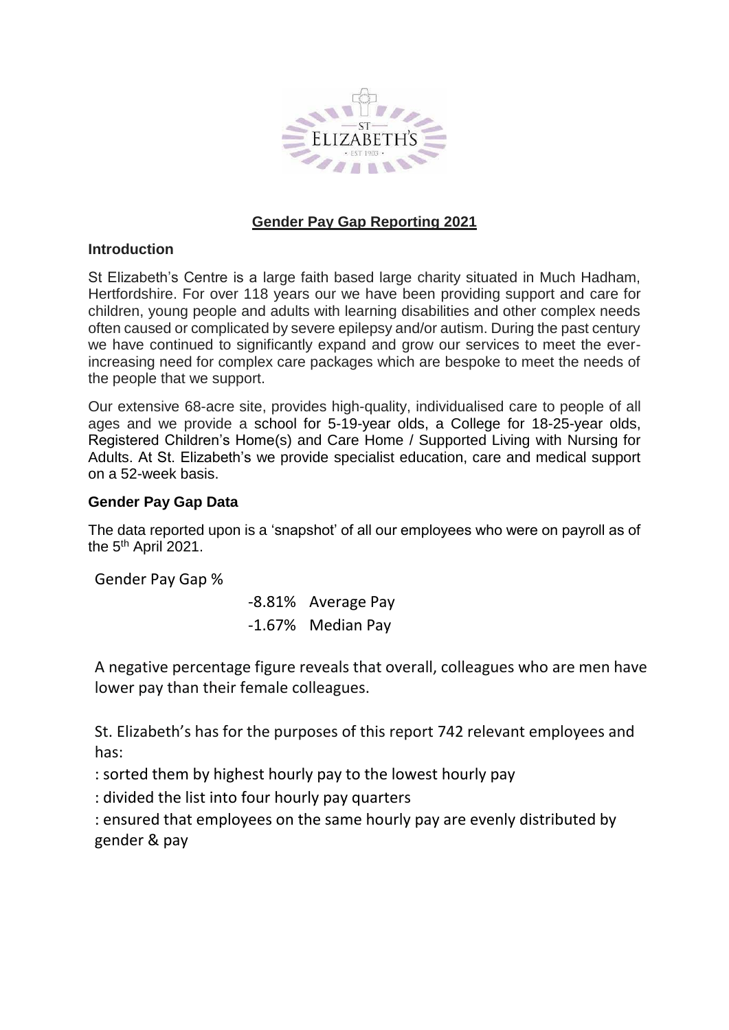## Gender Pay Gap Reporting 2021

### Introduction

St Elizabeth's Centre is a large faith based large charity situated in Much Hadham, Hertfordshire. For over 118 years our we have been providing support and care for children, young people and adults with learning disabilities and other complex needs often caused or complicated by severe epilepsy and/or autism. During the past century we have continued to significantly expand and grow our services to meet the ever-increasing need for complex care packages which are bespoke to meet the needs of the people that we support.

Our extensive 68-acre site, provides high-quality, individualised care to people of all ages and we provide a school for 5-19-year olds, a College for 18-25-year olds, Registered Children's Home(s) and Care Home / Supported Living with Nursing for Adults. At St. Elizabeth's we provide specialist education, care and medical support on a 52-week basis.

### Gender Pay Gap Data

The data reported upon is a 'snapshot' of all our employees who were on payroll as of the 5th April 2021.

Gender Pay Gap %

| | |
|---|---|
| -8.81% | Average Pay |
| -1.67% | Median Pay |

A negative percentage figure reveals that overall, colleagues who are men have lower pay than their female colleagues.

St. Elizabeth's has for the purposes of this report 742 relevant employees and has:

: sorted them by highest hourly pay to the lowest hourly pay

: divided the list into four hourly pay quarters

: ensured that employees on the same hourly pay are evenly distributed by gender & pay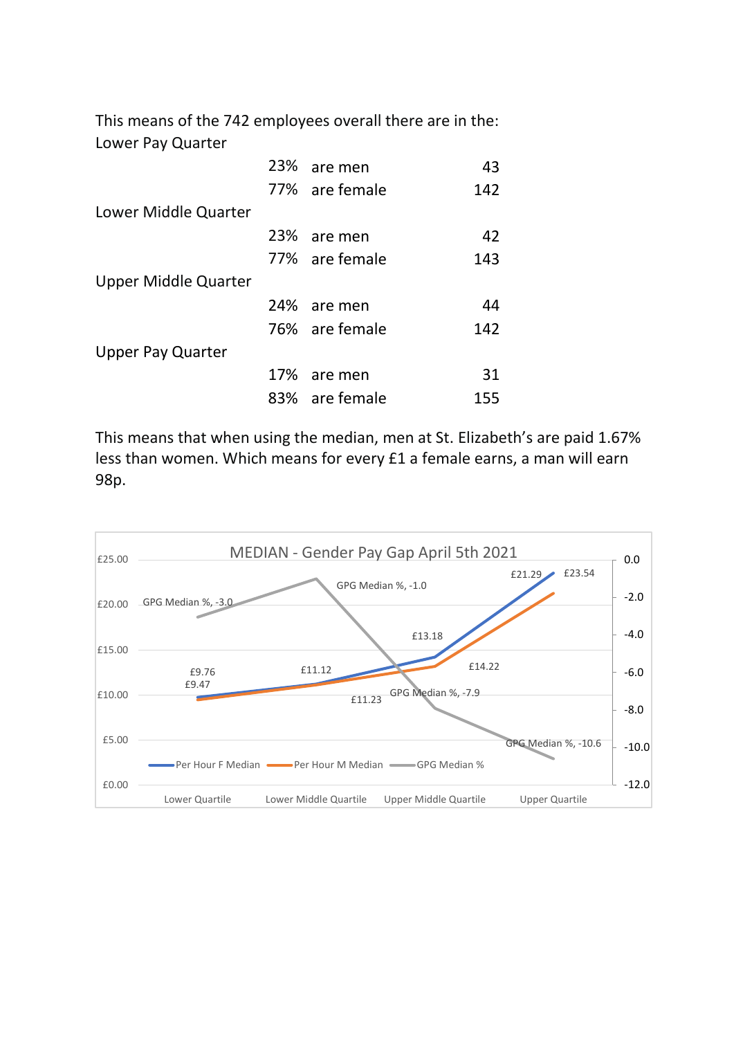This means of the 742 employees overall there are in the:

Lower Pay Quarter

| | | |
|---|---|---|
| 23% | are men | 43 |
| 77% | are female | 142 |

Lower Middle Quarter

| | | |
|---|---|---|
| 23% | are men | 42 |
| 77% | are female | 143 |

Upper Middle Quarter

| | | |
|---|---|---|
| 24% | are men | 44 |
| 76% | are female | 142 |

Upper Pay Quarter

| | | |
|---|---|---|
| 17% | are men | 31 |
| 83% | are female | 155 |

This means that when using the median, men at St. Elizabeth's are paid 1.67% less than women. Which means for every £1 a female earns, a man will earn 98p.

MEDIAN - Gender Pay Gap April 5th 2021

| | Lower Quartile | Lower Middle Quartile | Upper Middle Quartile | Upper Quartile |
|---|---|---|---|---|
| Per Hour F Median | £9.76 | £11.12 | £14.22 | £23.54 |
| Per Hour M Median | £9.47 | £11.23 | £13.18 | £21.29 |
| GPG Median % | -3.0 | -1.0 | -7.9 | -10.6 |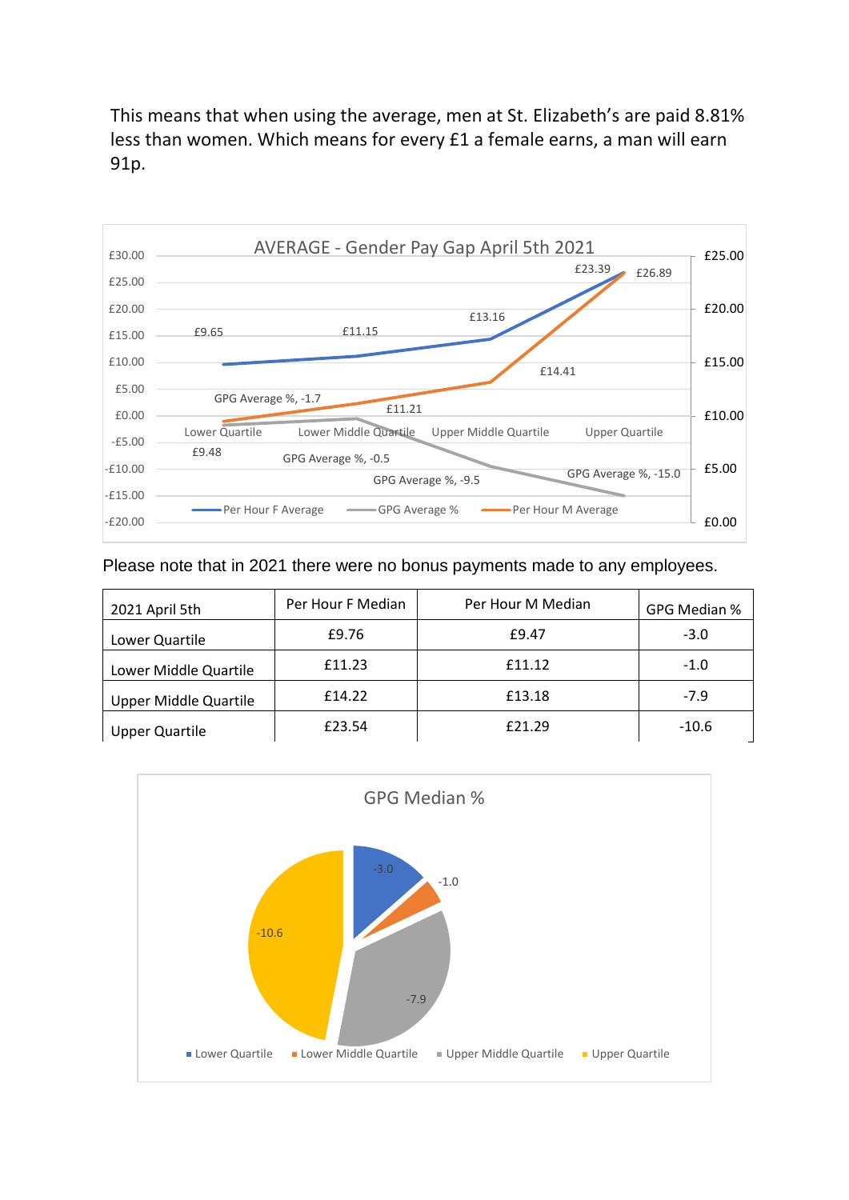This means that when using the average, men at St. Elizabeth's are paid 8.81% less than women. Which means for every £1 a female earns, a man will earn 91p.

Please note that in 2021 there were no bonus payments made to any employees.

| 2021 April 5th | Per Hour F Median | Per Hour M Median | GPG Median % |
|---|---|---|---|
| Lower Quartile | £9.76 | £9.47 | -3.0 |
| Lower Middle Quartile | £11.23 | £11.12 | -1.0 |
| Upper Middle Quartile | £14.22 | £13.18 | -7.9 |
| Upper Quartile | £23.54 | £21.29 | -10.6 |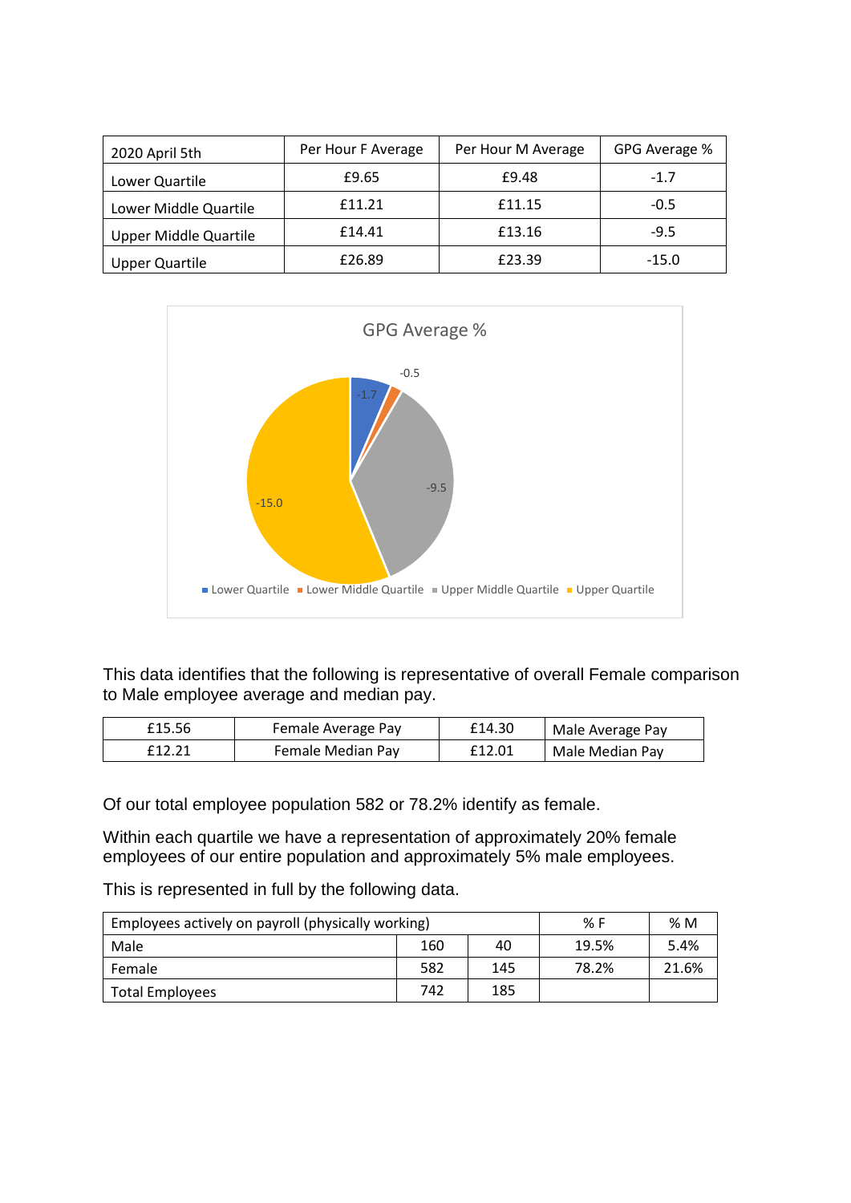| 2020 April 5th | Per Hour F Average | Per Hour M Average | GPG Average % |
|---|---|---|---|
| Lower Quartile | £9.65 | £9.48 | -1.7 |
| Lower Middle Quartile | £11.21 | £11.15 | -0.5 |
| Upper Middle Quartile | £14.41 | £13.16 | -9.5 |
| Upper Quartile | £26.89 | £23.39 | -15.0 |

This data identifies that the following is representative of overall Female comparison to Male employee average and median pay.

| £15.56 | Female Average Pay | £14.30 | Male Average Pay |
|---|---|---|---|
| £12.21 | Female Median Pay | £12.01 | Male Median Pay |

Of our total employee population 582 or 78.2% identify as female.

Within each quartile we have a representation of approximately 20% female employees of our entire population and approximately 5% male employees.

This is represented in full by the following data.

| Employees actively on payroll (physically working) | | | % F | % M |
|---|---|---|---|---|
| Male | 160 | 40 | 19.5% | 5.4% |
| Female | 582 | 145 | 78.2% | 21.6% |
| Total Employees | 742 | 185 | | |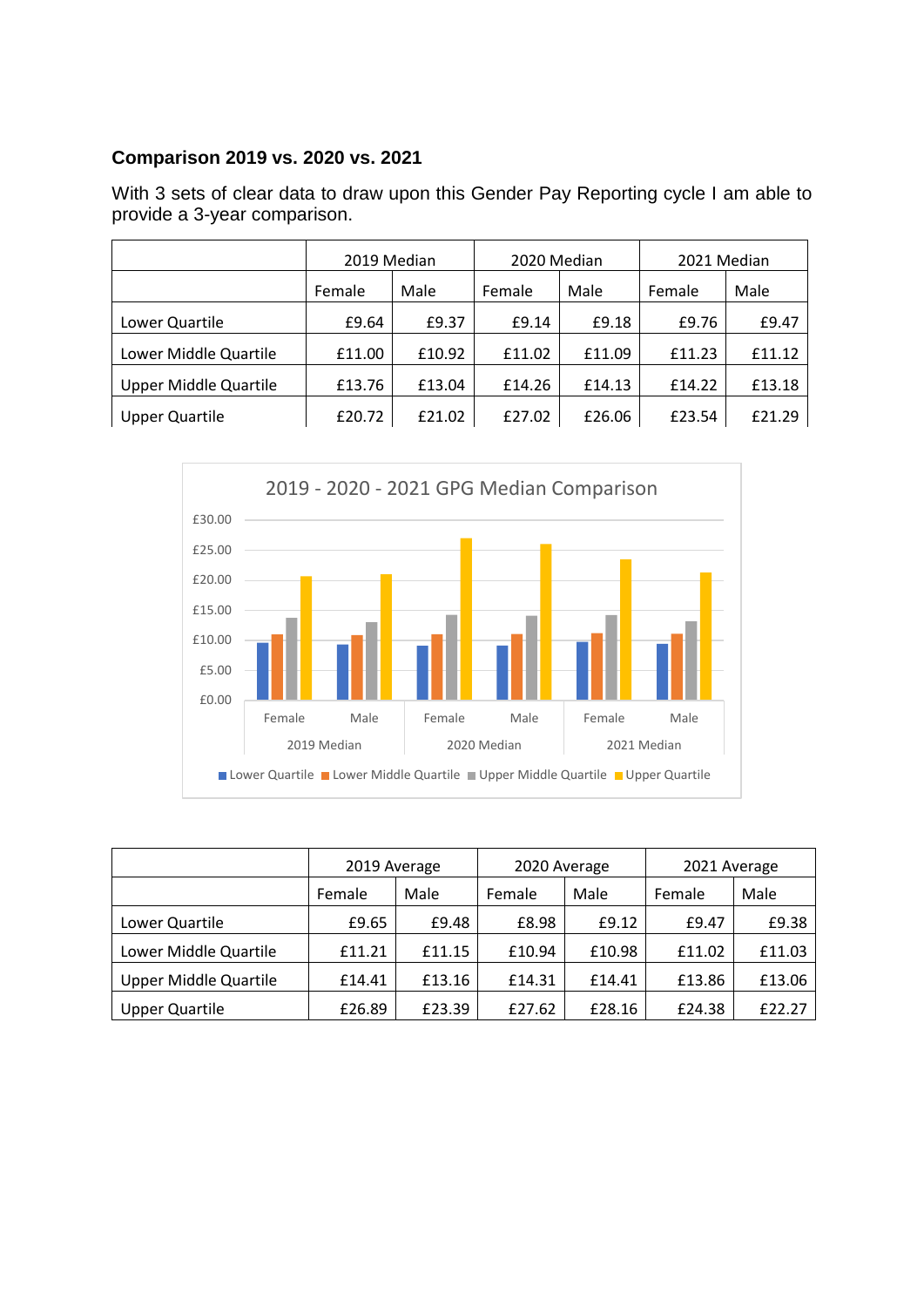### Comparison 2019 vs. 2020 vs. 2021

With 3 sets of clear data to draw upon this Gender Pay Reporting cycle I am able to provide a 3-year comparison.

| | 2019 Median | | 2020 Median | | 2021 Median | |
|---|---|---|---|---|---|---|
| | Female | Male | Female | Male | Female | Male |
| Lower Quartile | £9.64 | £9.37 | £9.14 | £9.18 | £9.76 | £9.47 |
| Lower Middle Quartile | £11.00 | £10.92 | £11.02 | £11.09 | £11.23 | £11.12 |
| Upper Middle Quartile | £13.76 | £13.04 | £14.26 | £14.13 | £14.22 | £13.18 |
| Upper Quartile | £20.72 | £21.02 | £27.02 | £26.06 | £23.54 | £21.29 |

2019 - 2020 - 2021 GPG Median Comparison

| | 2019 Average | | 2020 Average | | 2021 Average | |
|---|---|---|---|---|---|---|
| | Female | Male | Female | Male | Female | Male |
| Lower Quartile | £9.65 | £9.48 | £8.98 | £9.12 | £9.47 | £9.38 |
| Lower Middle Quartile | £11.21 | £11.15 | £10.94 | £10.98 | £11.02 | £11.03 |
| Upper Middle Quartile | £14.41 | £13.16 | £14.31 | £14.41 | £13.86 | £13.06 |
| Upper Quartile | £26.89 | £23.39 | £27.62 | £28.16 | £24.38 | £22.27 |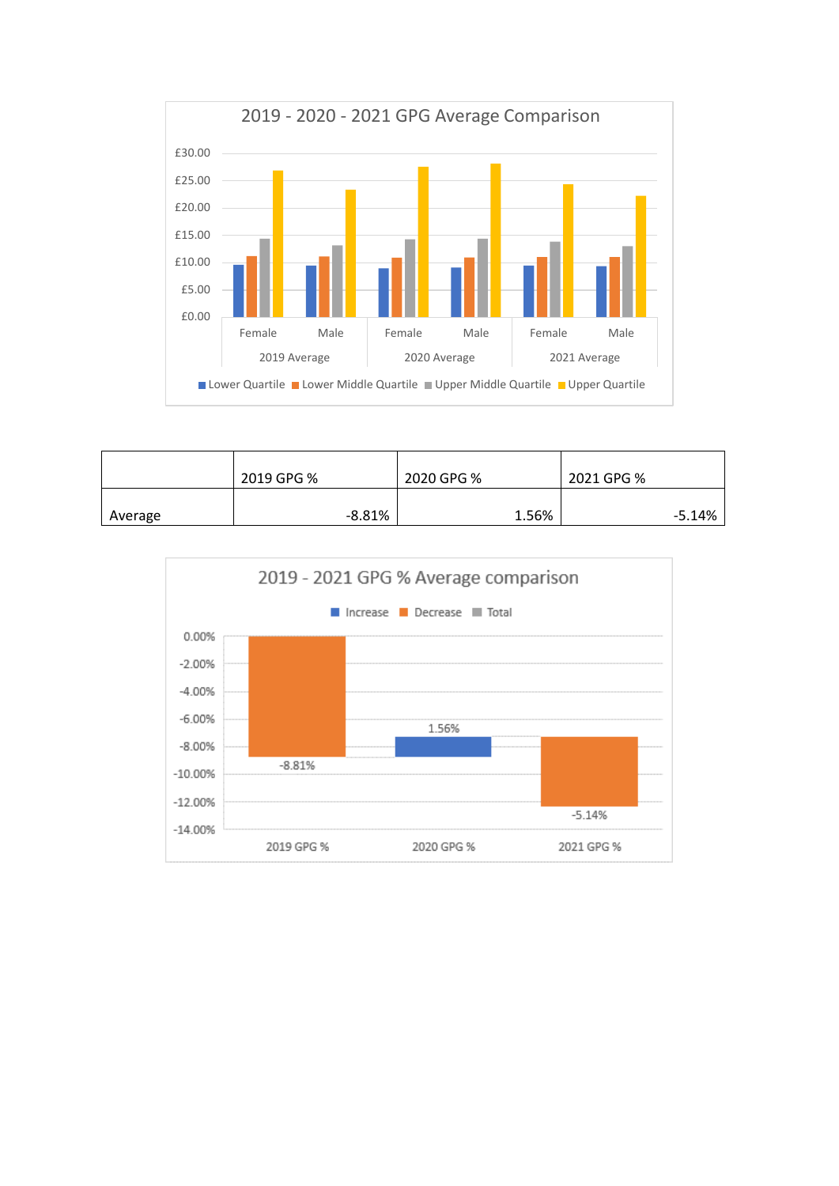| | 2019 GPG % | 2020 GPG % | 2021 GPG % |
|---|---|---|---|
| Average | -8.81% | 1.56% | -5.14% |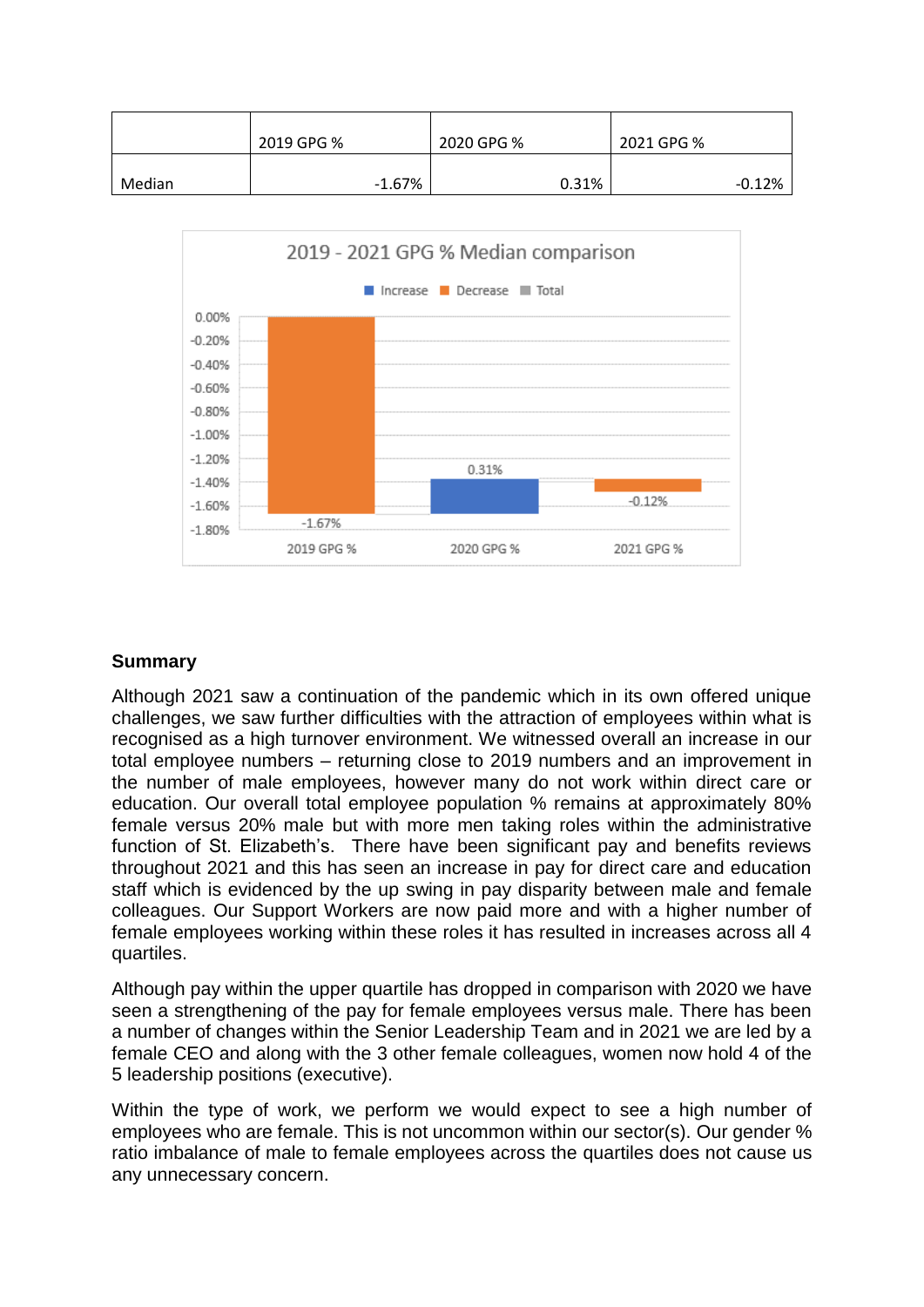|  | 2019 GPG % | 2020 GPG % | 2021 GPG % |
|---|---|---|---|
| Median | -1.67% | 0.31% | -0.12% |

## Summary

Although 2021 saw a continuation of the pandemic which in its own offered unique challenges, we saw further difficulties with the attraction of employees within what is recognised as a high turnover environment. We witnessed overall an increase in our total employee numbers – returning close to 2019 numbers and an improvement in the number of male employees, however many do not work within direct care or education. Our overall total employee population % remains at approximately 80% female versus 20% male but with more men taking roles within the administrative function of St. Elizabeth's. There have been significant pay and benefits reviews throughout 2021 and this has seen an increase in pay for direct care and education staff which is evidenced by the up swing in pay disparity between male and female colleagues. Our Support Workers are now paid more and with a higher number of female employees working within these roles it has resulted in increases across all 4 quartiles.

Although pay within the upper quartile has dropped in comparison with 2020 we have seen a strengthening of the pay for female employees versus male. There has been a number of changes within the Senior Leadership Team and in 2021 we are led by a female CEO and along with the 3 other female colleagues, women now hold 4 of the 5 leadership positions (executive).

Within the type of work, we perform we would expect to see a high number of employees who are female. This is not uncommon within our sector(s). Our gender % ratio imbalance of male to female employees across the quartiles does not cause us any unnecessary concern.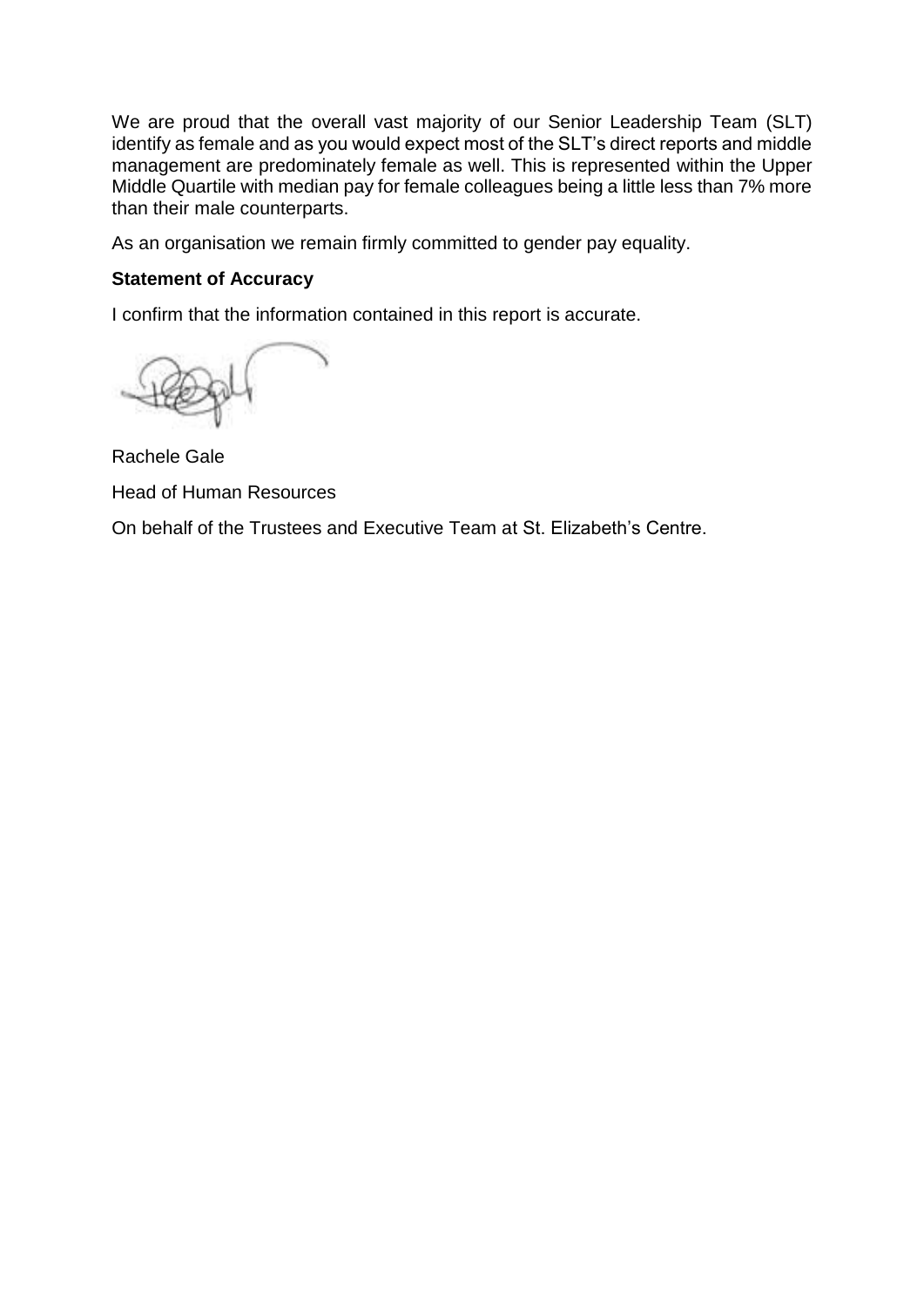We are proud that the overall vast majority of our Senior Leadership Team (SLT) identify as female and as you would expect most of the SLT's direct reports and middle management are predominately female as well. This is represented within the Upper Middle Quartile with median pay for female colleagues being a little less than 7% more than their male counterparts.

As an organisation we remain firmly committed to gender pay equality.

**Statement of Accuracy**

I confirm that the information contained in this report is accurate.

Rachele Gale

Head of Human Resources

On behalf of the Trustees and Executive Team at St. Elizabeth's Centre.